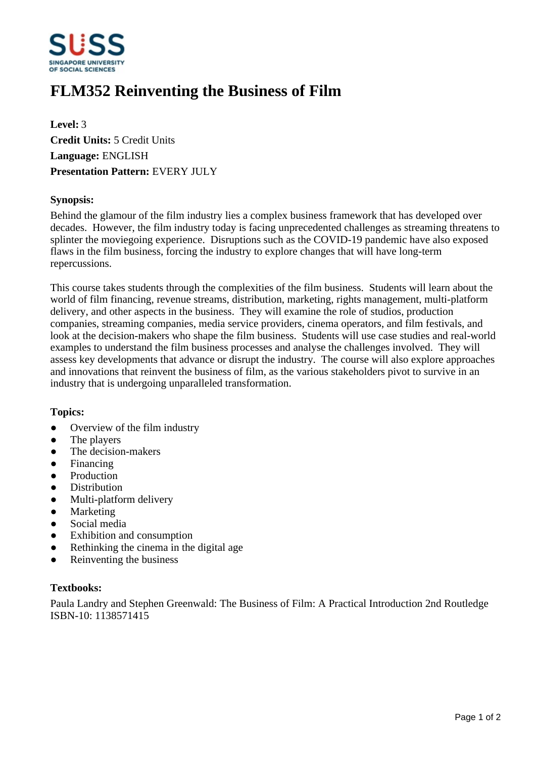# FLM352 Reinventing the Business of Film

**Level:** 3
**Credit Units:** 5 Credit Units
**Language:** ENGLISH
**Presentation Pattern:** EVERY JULY

**Synopsis:**

Behind the glamour of the film industry lies a complex business framework that has developed over decades. However, the film industry today is facing unprecedented challenges as streaming threatens to splinter the moviegoing experience. Disruptions such as the COVID-19 pandemic have also exposed flaws in the film business, forcing the industry to explore changes that will have long-term repercussions.

This course takes students through the complexities of the film business. Students will learn about the world of film financing, revenue streams, distribution, marketing, rights management, multi-platform delivery, and other aspects in the business. They will examine the role of studios, production companies, streaming companies, media service providers, cinema operators, and film festivals, and look at the decision-makers who shape the film business. Students will use case studies and real-world examples to understand the film business processes and analyse the challenges involved. They will assess key developments that advance or disrupt the industry. The course will also explore approaches and innovations that reinvent the business of film, as the various stakeholders pivot to survive in an industry that is undergoing unparalleled transformation.

**Topics:**

- Overview of the film industry
- The players
- The decision-makers
- Financing
- Production
- Distribution
- Multi-platform delivery
- Marketing
- Social media
- Exhibition and consumption
- Rethinking the cinema in the digital age
- Reinventing the business

**Textbooks:**

Paula Landry and Stephen Greenwald: The Business of Film: A Practical Introduction 2nd Routledge
ISBN-10: 1138571415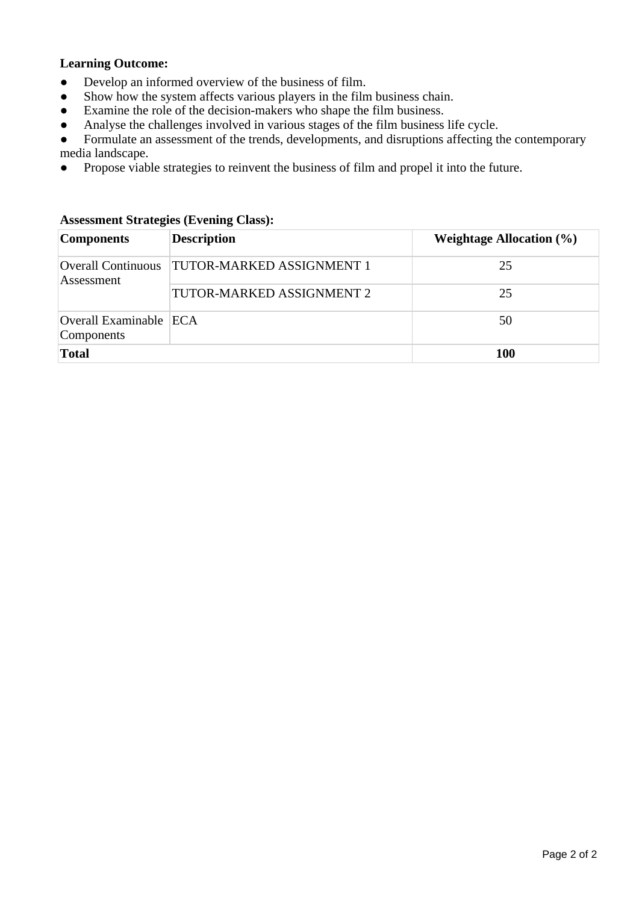**Learning Outcome:**

- Develop an informed overview of the business of film.
- Show how the system affects various players in the film business chain.
- Examine the role of the decision-makers who shape the film business.
- Analyse the challenges involved in various stages of the film business life cycle.
- Formulate an assessment of the trends, developments, and disruptions affecting the contemporary media landscape.
- Propose viable strategies to reinvent the business of film and propel it into the future.

**Assessment Strategies (Evening Class):**

| **Components** | **Description** | **Weightage Allocation (%)** |
|---|---|---|
| Overall Continuous Assessment | TUTOR-MARKED ASSIGNMENT 1 | 25 |
| | TUTOR-MARKED ASSIGNMENT 2 | 25 |
| Overall Examinable Components | ECA | 50 |
| **Total** | | **100** |